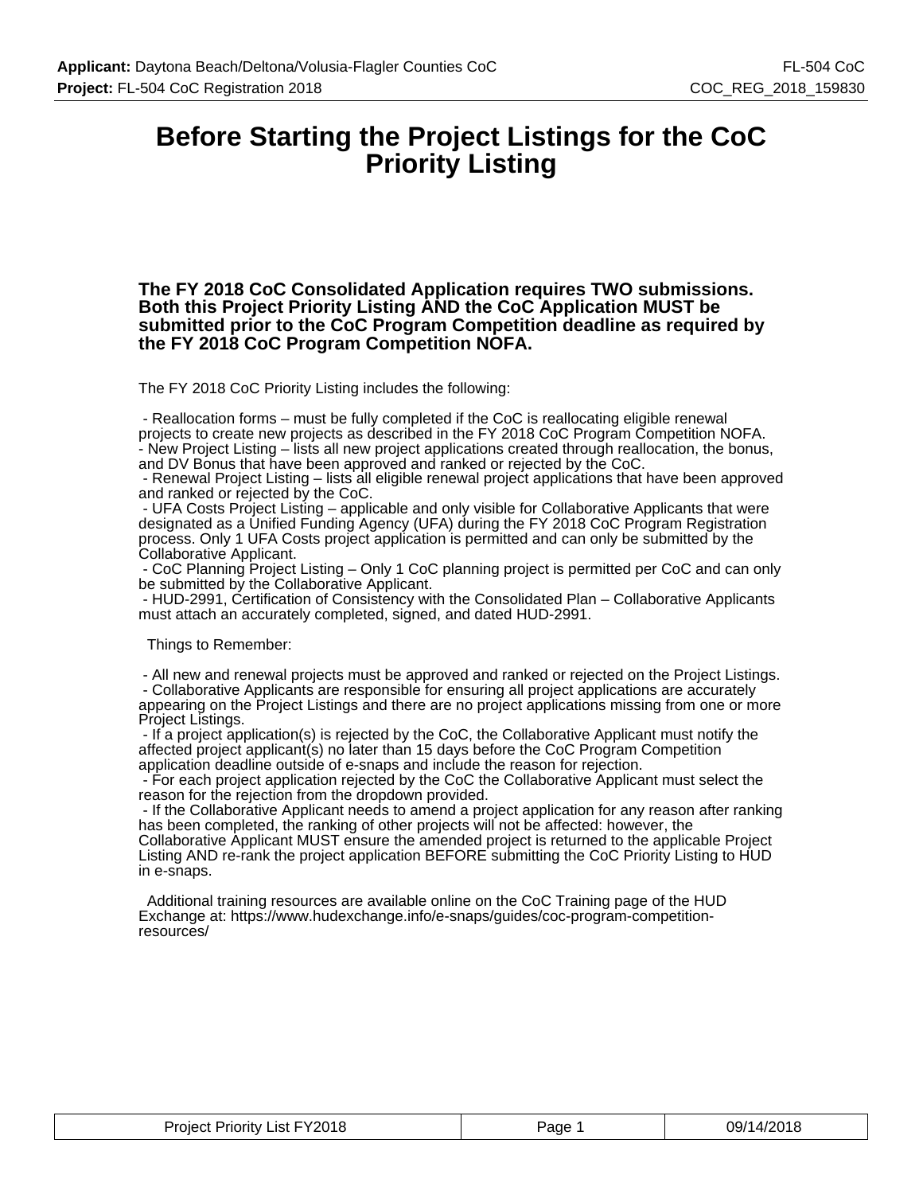# Before Starting the Project Listings for the CoC Priority Listing

**The FY 2018 CoC Consolidated Application requires TWO submissions. Both this Project Priority Listing AND the CoC Application MUST be submitted prior to the CoC Program Competition deadline as required by the FY 2018 CoC Program Competition NOFA.**

The FY 2018 CoC Priority Listing includes the following:

- Reallocation forms – must be fully completed if the CoC is reallocating eligible renewal projects to create new projects as described in the FY 2018 CoC Program Competition NOFA.
- New Project Listing – lists all new project applications created through reallocation, the bonus, and DV Bonus that have been approved and ranked or rejected by the CoC.
- Renewal Project Listing – lists all eligible renewal project applications that have been approved and ranked or rejected by the CoC.
- UFA Costs Project Listing – applicable and only visible for Collaborative Applicants that were designated as a Unified Funding Agency (UFA) during the FY 2018 CoC Program Registration process. Only 1 UFA Costs project application is permitted and can only be submitted by the Collaborative Applicant.
- CoC Planning Project Listing – Only 1 CoC planning project is permitted per CoC and can only be submitted by the Collaborative Applicant.
- HUD-2991, Certification of Consistency with the Consolidated Plan – Collaborative Applicants must attach an accurately completed, signed, and dated HUD-2991.

Things to Remember:

- All new and renewal projects must be approved and ranked or rejected on the Project Listings.
- Collaborative Applicants are responsible for ensuring all project applications are accurately appearing on the Project Listings and there are no project applications missing from one or more Project Listings.
- If a project application(s) is rejected by the CoC, the Collaborative Applicant must notify the affected project applicant(s) no later than 15 days before the CoC Program Competition application deadline outside of e-snaps and include the reason for rejection.
- For each project application rejected by the CoC the Collaborative Applicant must select the reason for the rejection from the dropdown provided.
- If the Collaborative Applicant needs to amend a project application for any reason after ranking has been completed, the ranking of other projects will not be affected: however, the Collaborative Applicant MUST ensure the amended project is returned to the applicable Project Listing AND re-rank the project application BEFORE submitting the CoC Priority Listing to HUD in e-snaps.

Additional training resources are available online on the CoC Training page of the HUD Exchange at: https://www.hudexchange.info/e-snaps/guides/coc-program-competition-resources/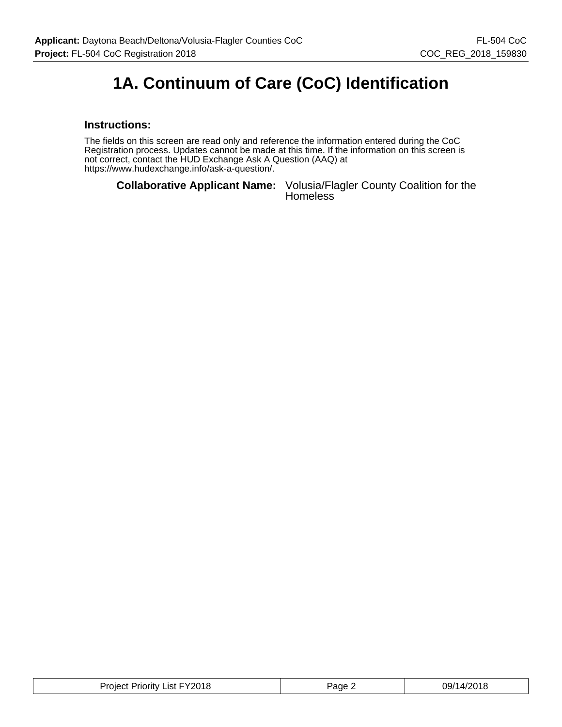# 1A. Continuum of Care (CoC) Identification

### Instructions:

The fields on this screen are read only and reference the information entered during the CoC Registration process. Updates cannot be made at this time. If the information on this screen is not correct, contact the HUD Exchange Ask A Question (AAQ) at https://www.hudexchange.info/ask-a-question/.

**Collaborative Applicant Name:** Volusia/Flagler County Coalition for the Homeless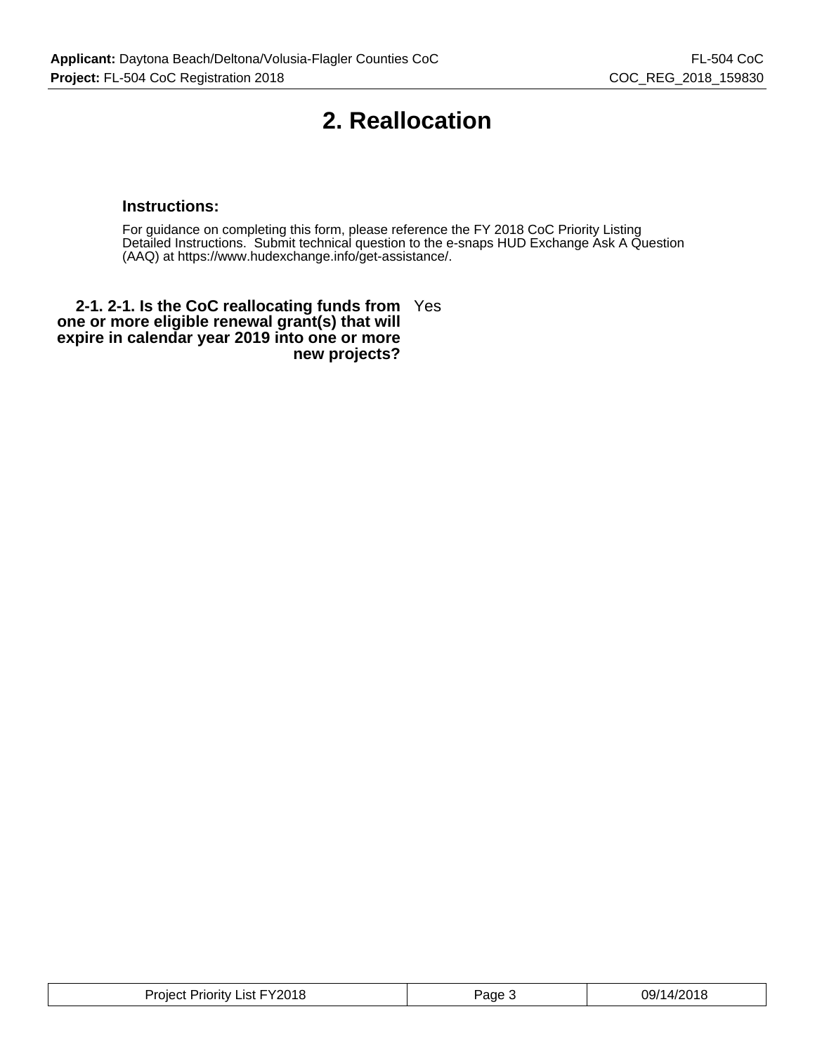# 2. Reallocation

### Instructions:

For guidance on completing this form, please reference the FY 2018 CoC Priority Listing Detailed Instructions. Submit technical question to the e-snaps HUD Exchange Ask A Question (AAQ) at https://www.hudexchange.info/get-assistance/.

**2-1. 2-1. Is the CoC reallocating funds from one or more eligible renewal grant(s) that will expire in calendar year 2019 into one or more new projects?** Yes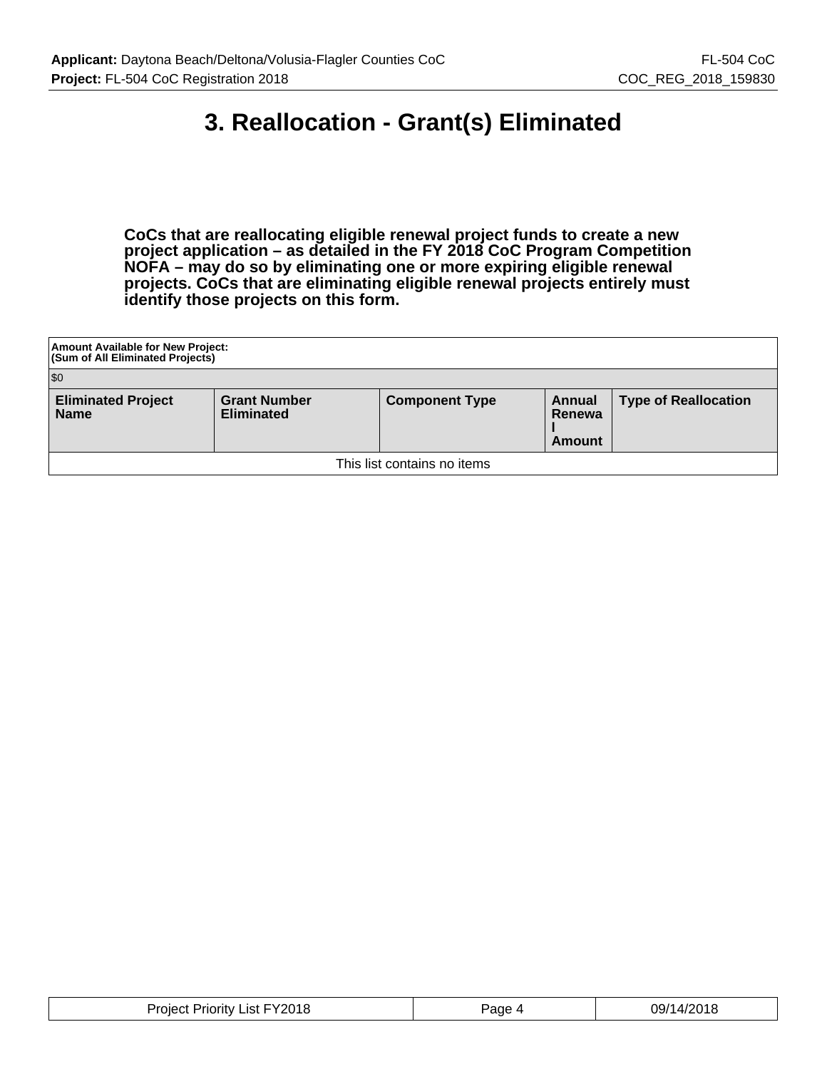# 3. Reallocation - Grant(s) Eliminated

**CoCs that are reallocating eligible renewal project funds to create a new project application – as detailed in the FY 2018 CoC Program Competition NOFA – may do so by eliminating one or more expiring eligible renewal projects. CoCs that are eliminating eligible renewal projects entirely must identify those projects on this form.**

| Amount Available for New Project: (Sum of All Eliminated Projects) | | | | |
|---|---|---|---|---|
| $0 | | | | |
| **Eliminated Project Name** | **Grant Number Eliminated** | **Component Type** | **Annual Renewal Amount** | **Type of Reallocation** |
| This list contains no items | | | | |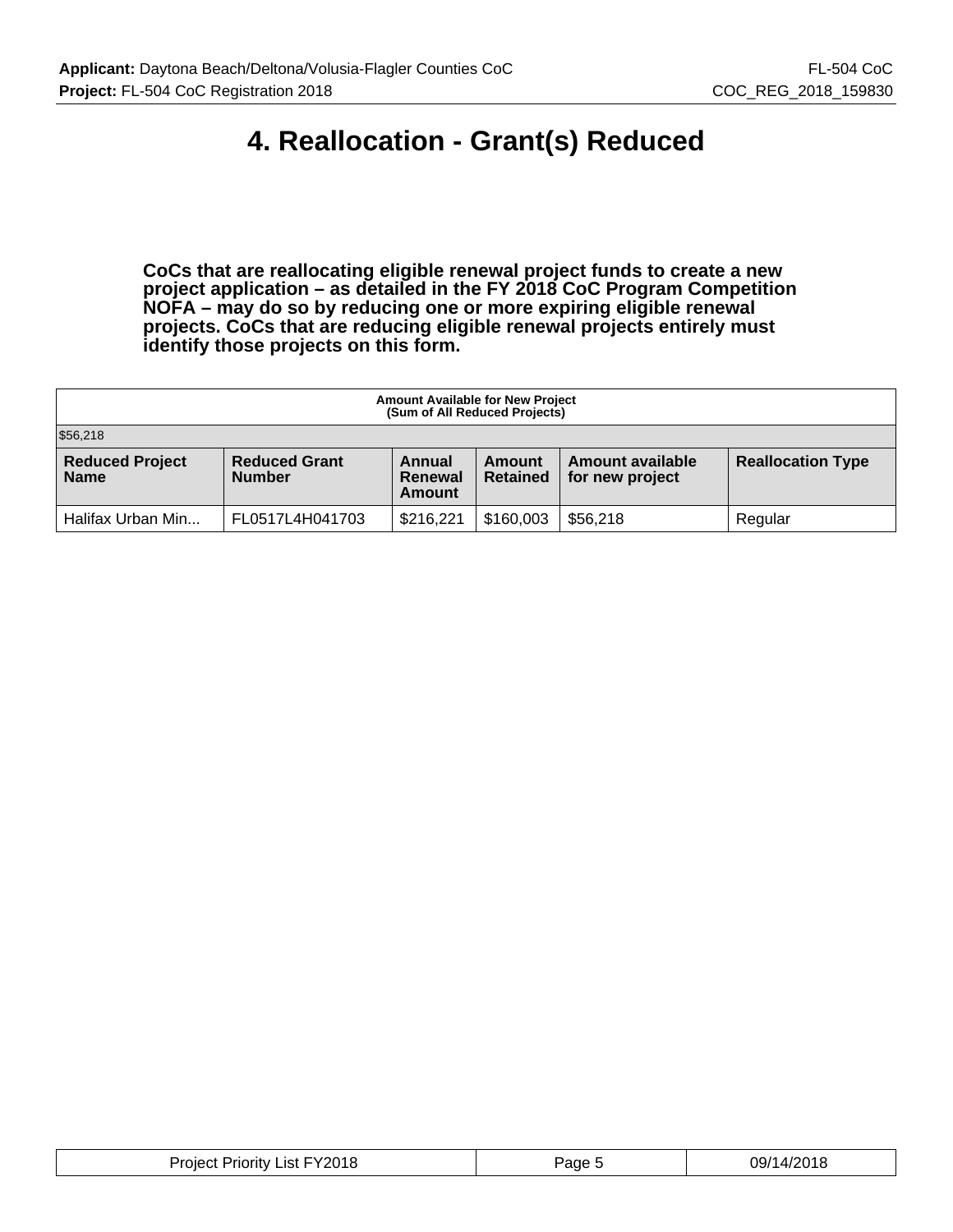# 4. Reallocation - Grant(s) Reduced

**CoCs that are reallocating eligible renewal project funds to create a new project application – as detailed in the FY 2018 CoC Program Competition NOFA – may do so by reducing one or more expiring eligible renewal projects. CoCs that are reducing eligible renewal projects entirely must identify those projects on this form.**

| Amount Available for New Project (Sum of All Reduced Projects) | | | | | |
|---|---|---|---|---|---|
| $56,218 | | | | | |
| **Reduced Project Name** | **Reduced Grant Number** | **Annual Renewal Amount** | **Amount Retained** | **Amount available for new project** | **Reallocation Type** |
| Halifax Urban Min... | FL0517L4H041703 | $216,221 | $160,003 | $56,218 | Regular |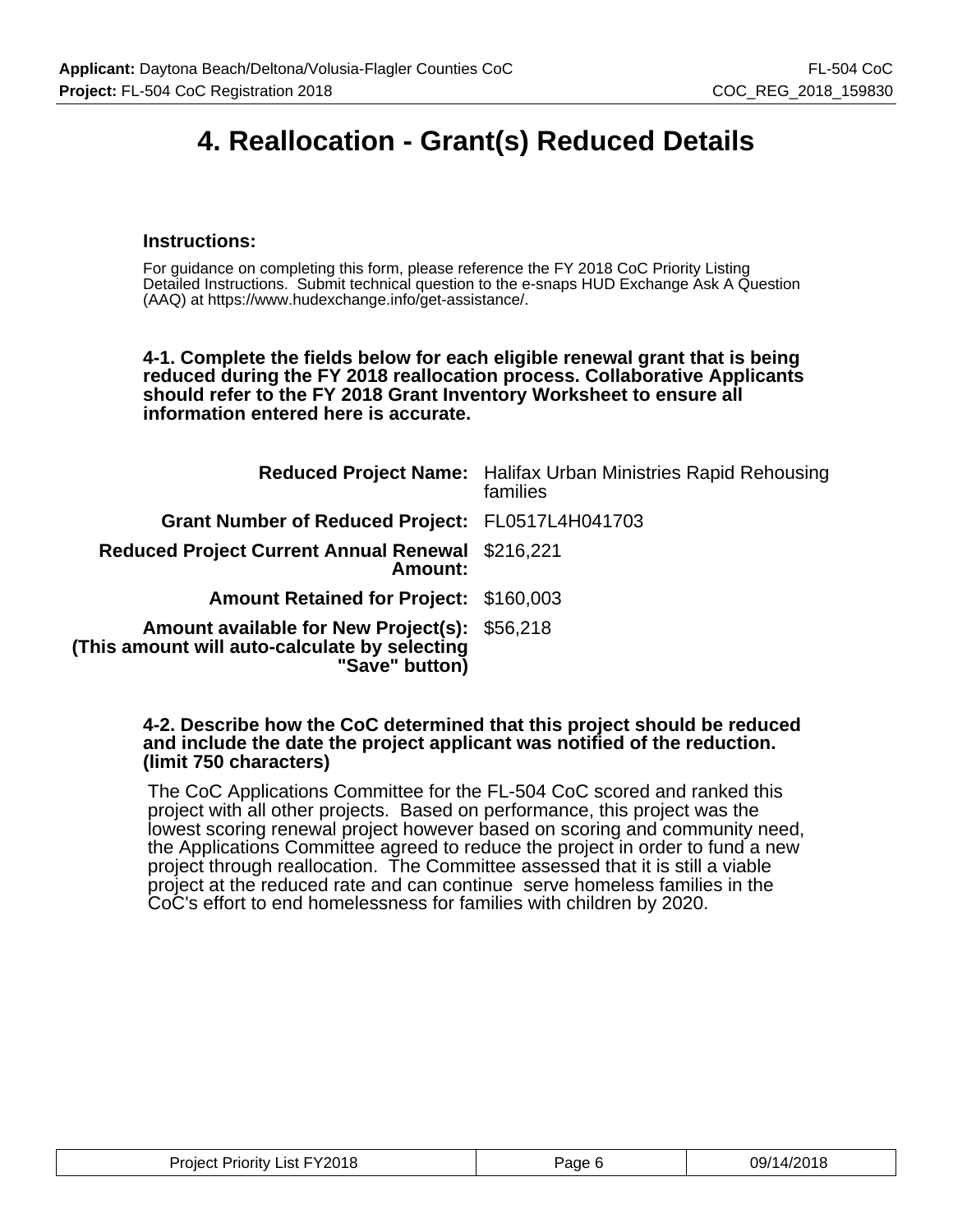# 4. Reallocation - Grant(s) Reduced Details

### Instructions:

For guidance on completing this form, please reference the FY 2018 CoC Priority Listing Detailed Instructions. Submit technical question to the e-snaps HUD Exchange Ask A Question (AAQ) at https://www.hudexchange.info/get-assistance/.

**4-1. Complete the fields below for each eligible renewal grant that is being reduced during the FY 2018 reallocation process. Collaborative Applicants should refer to the FY 2018 Grant Inventory Worksheet to ensure all information entered here is accurate.**

| | |
|---|---|
| **Reduced Project Name:** | Halifax Urban Ministries Rapid Rehousing families |
| **Grant Number of Reduced Project:** | FL0517L4H041703 |
| **Reduced Project Current Annual Renewal Amount:** | $216,221 |
| **Amount Retained for Project:** | $160,003 |
| **Amount available for New Project(s): (This amount will auto-calculate by selecting "Save" button)** | $56,218 |

**4-2. Describe how the CoC determined that this project should be reduced and include the date the project applicant was notified of the reduction. (limit 750 characters)**

The CoC Applications Committee for the FL-504 CoC scored and ranked this project with all other projects. Based on performance, this project was the lowest scoring renewal project however based on scoring and community need, the Applications Committee agreed to reduce the project in order to fund a new project through reallocation. The Committee assessed that it is still a viable project at the reduced rate and can continue serve homeless families in the CoC's effort to end homelessness for families with children by 2020.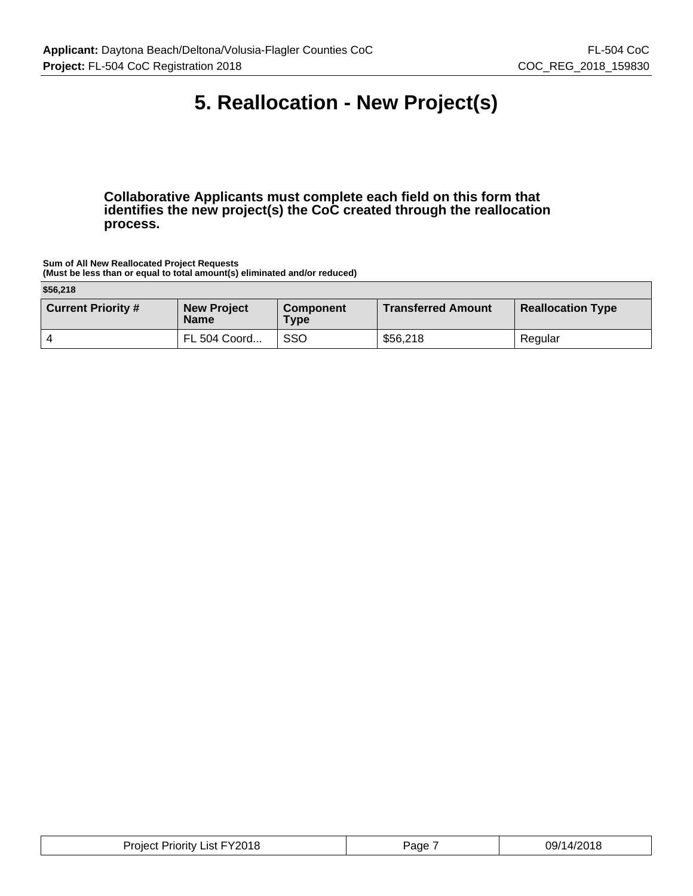# 5. Reallocation - New Project(s)

**Collaborative Applicants must complete each field on this form that identifies the new project(s) the CoC created through the reallocation process.**

**Sum of All New Reallocated Project Requests**
**(Must be less than or equal to total amount(s) eliminated and/or reduced)**

| **$56,218** | | | | |
|---|---|---|---|---|
| **Current Priority #** | **New Project Name** | **Component Type** | **Transferred Amount** | **Reallocation Type** |
| 4 | FL 504 Coord... | SSO | $56,218 | Regular |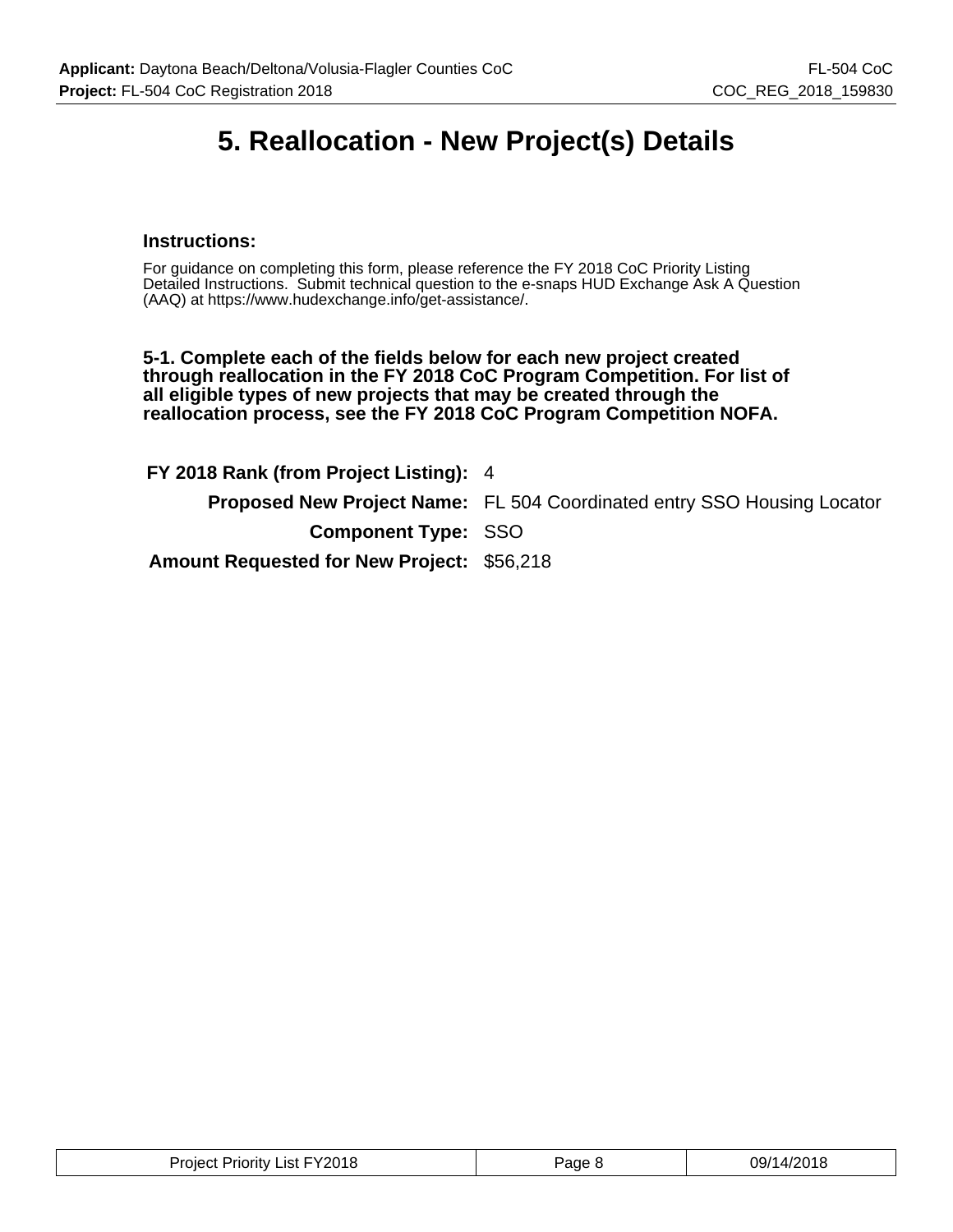# 5. Reallocation - New Project(s) Details

### Instructions:

For guidance on completing this form, please reference the FY 2018 CoC Priority Listing Detailed Instructions. Submit technical question to the e-snaps HUD Exchange Ask A Question (AAQ) at https://www.hudexchange.info/get-assistance/.

**5-1. Complete each of the fields below for each new project created through reallocation in the FY 2018 CoC Program Competition. For list of all eligible types of new projects that may be created through the reallocation process, see the FY 2018 CoC Program Competition NOFA.**

**FY 2018 Rank (from Project Listing):** 4

**Proposed New Project Name:** FL 504 Coordinated entry SSO Housing Locator

**Component Type:** SSO

**Amount Requested for New Project:** $56,218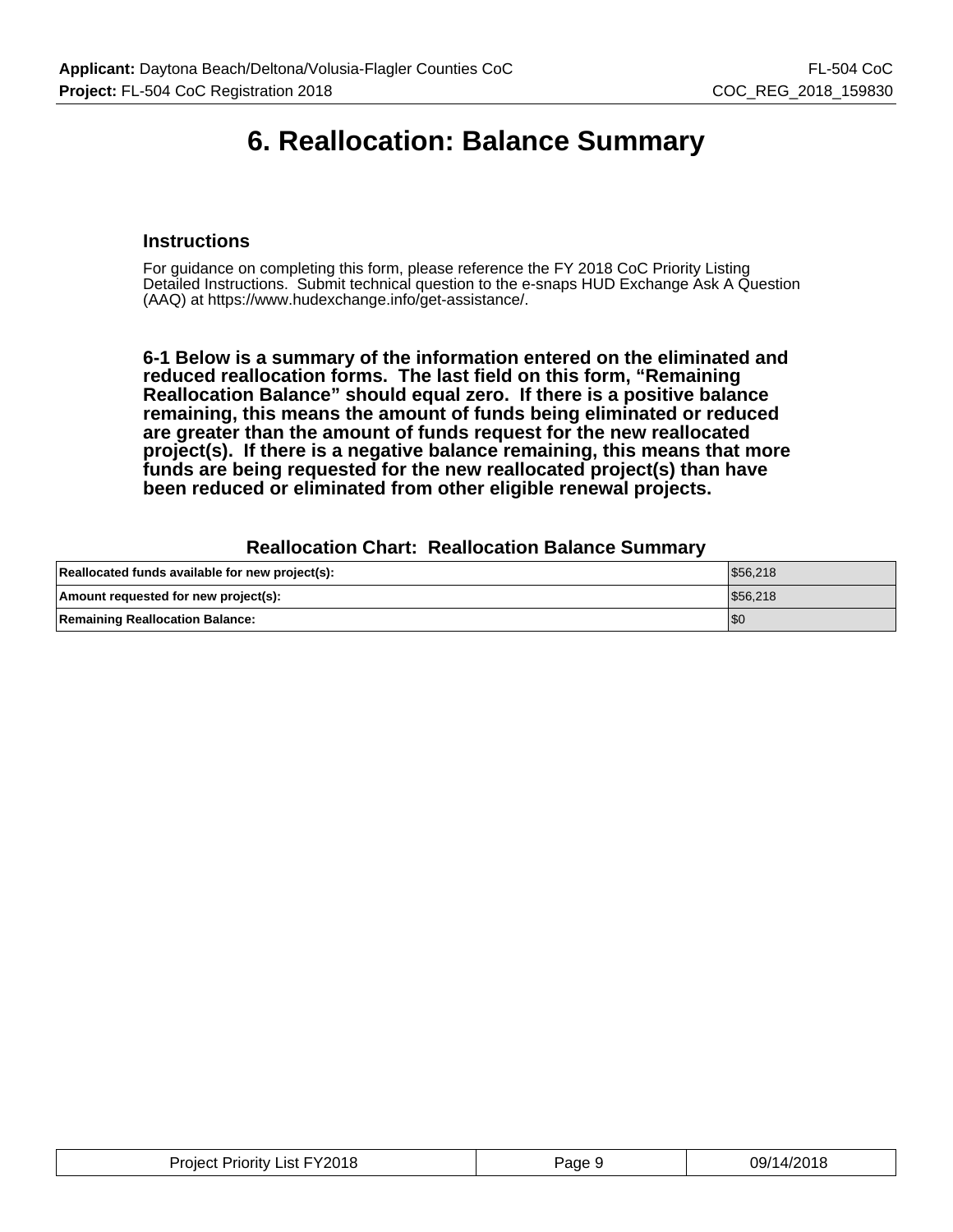# 6. Reallocation: Balance Summary

### Instructions

For guidance on completing this form, please reference the FY 2018 CoC Priority Listing Detailed Instructions. Submit technical question to the e-snaps HUD Exchange Ask A Question (AAQ) at https://www.hudexchange.info/get-assistance/.

**6-1 Below is a summary of the information entered on the eliminated and reduced reallocation forms. The last field on this form, "Remaining Reallocation Balance" should equal zero. If there is a positive balance remaining, this means the amount of funds being eliminated or reduced are greater than the amount of funds request for the new reallocated project(s). If there is a negative balance remaining, this means that more funds are being requested for the new reallocated project(s) than have been reduced or eliminated from other eligible renewal projects.**

### Reallocation Chart: Reallocation Balance Summary

| | |
|---|---|
| **Reallocated funds available for new project(s):** | $56,218 |
| **Amount requested for new project(s):** | $56,218 |
| **Remaining Reallocation Balance:** | $0 |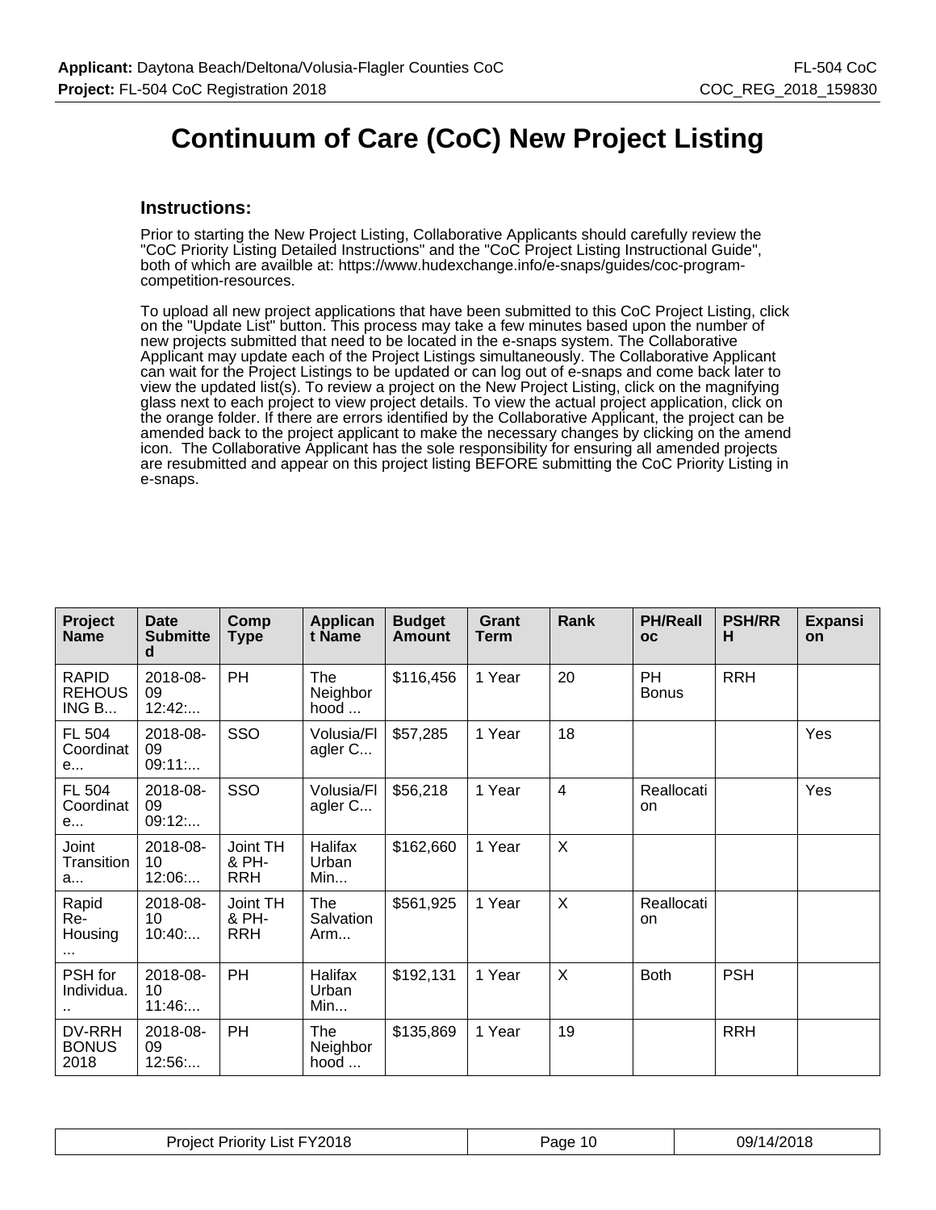# Continuum of Care (CoC) New Project Listing

## Instructions:

Prior to starting the New Project Listing, Collaborative Applicants should carefully review the "CoC Priority Listing Detailed Instructions" and the "CoC Project Listing Instructional Guide", both of which are availble at: https://www.hudexchange.info/e-snaps/guides/coc-program-competition-resources.

To upload all new project applications that have been submitted to this CoC Project Listing, click on the "Update List" button. This process may take a few minutes based upon the number of new projects submitted that need to be located in the e-snaps system. The Collaborative Applicant may update each of the Project Listings simultaneously. The Collaborative Applicant can wait for the Project Listings to be updated or can log out of e-snaps and come back later to view the updated list(s). To review a project on the New Project Listing, click on the magnifying glass next to each project to view project details. To view the actual project application, click on the orange folder. If there are errors identified by the Collaborative Applicant, the project can be amended back to the project applicant to make the necessary changes by clicking on the amend icon. The Collaborative Applicant has the sole responsibility for ensuring all amended projects are resubmitted and appear on this project listing BEFORE submitting the CoC Priority Listing in e-snaps.

| Project Name | Date Submitted | Comp Type | Applicant Name | Budget Amount | Grant Term | Rank | PH/Realloc | PSH/RRH | Expansion |
|---|---|---|---|---|---|---|---|---|---|
| RAPID REHOUSING B... | 2018-08-09 12:42:... | PH | The Neighborhood ... | $116,456 | 1 Year | 20 | PH Bonus | RRH | |
| FL 504 Coordinate... | 2018-08-09 09:11:... | SSO | Volusia/Flagler C... | $57,285 | 1 Year | 18 | | | Yes |
| FL 504 Coordinate... | 2018-08-09 09:12:... | SSO | Volusia/Flagler C... | $56,218 | 1 Year | 4 | Reallocation | | Yes |
| Joint Transition a... | 2018-08-10 12:06:... | Joint TH & PH-RRH | Halifax Urban Min... | $162,660 | 1 Year | X | | | |
| Rapid Re-Housing ... | 2018-08-10 10:40:... | Joint TH & PH-RRH | The Salvation Arm... | $561,925 | 1 Year | X | Reallocation | | |
| PSH for Individua... | 2018-08-10 11:46:... | PH | Halifax Urban Min... | $192,131 | 1 Year | X | Both | PSH | |
| DV-RRH BONUS 2018 | 2018-08-09 12:56:... | PH | The Neighborhood ... | $135,869 | 1 Year | 19 | | RRH | |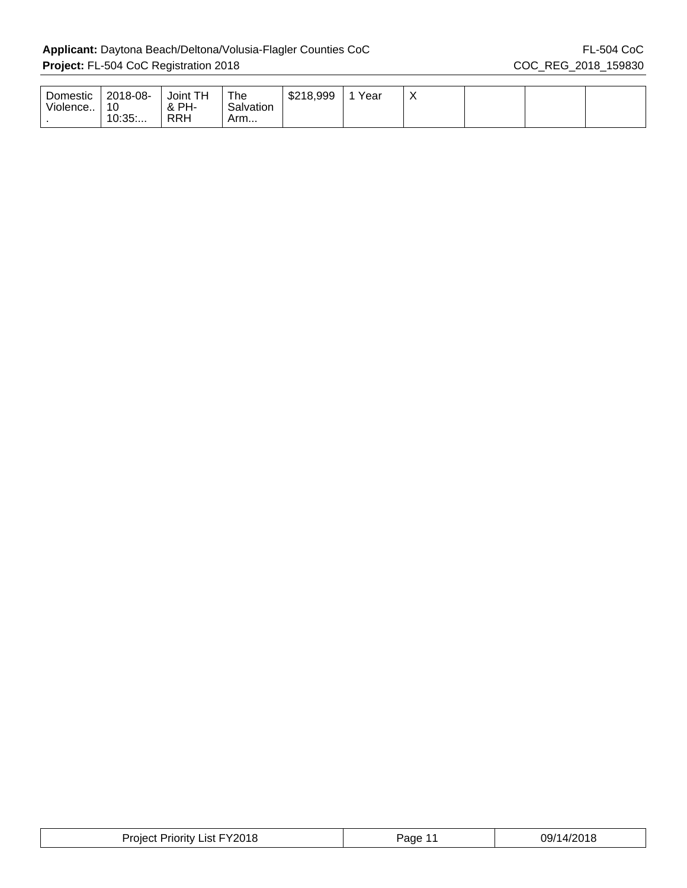| Domestic Violence... | 2018-08-10 10:35:... | Joint TH & PH-RRH | The Salvation Arm... | $218,999 | 1 Year | X | | | |
|---|---|---|---|---|---|---|---|---|---|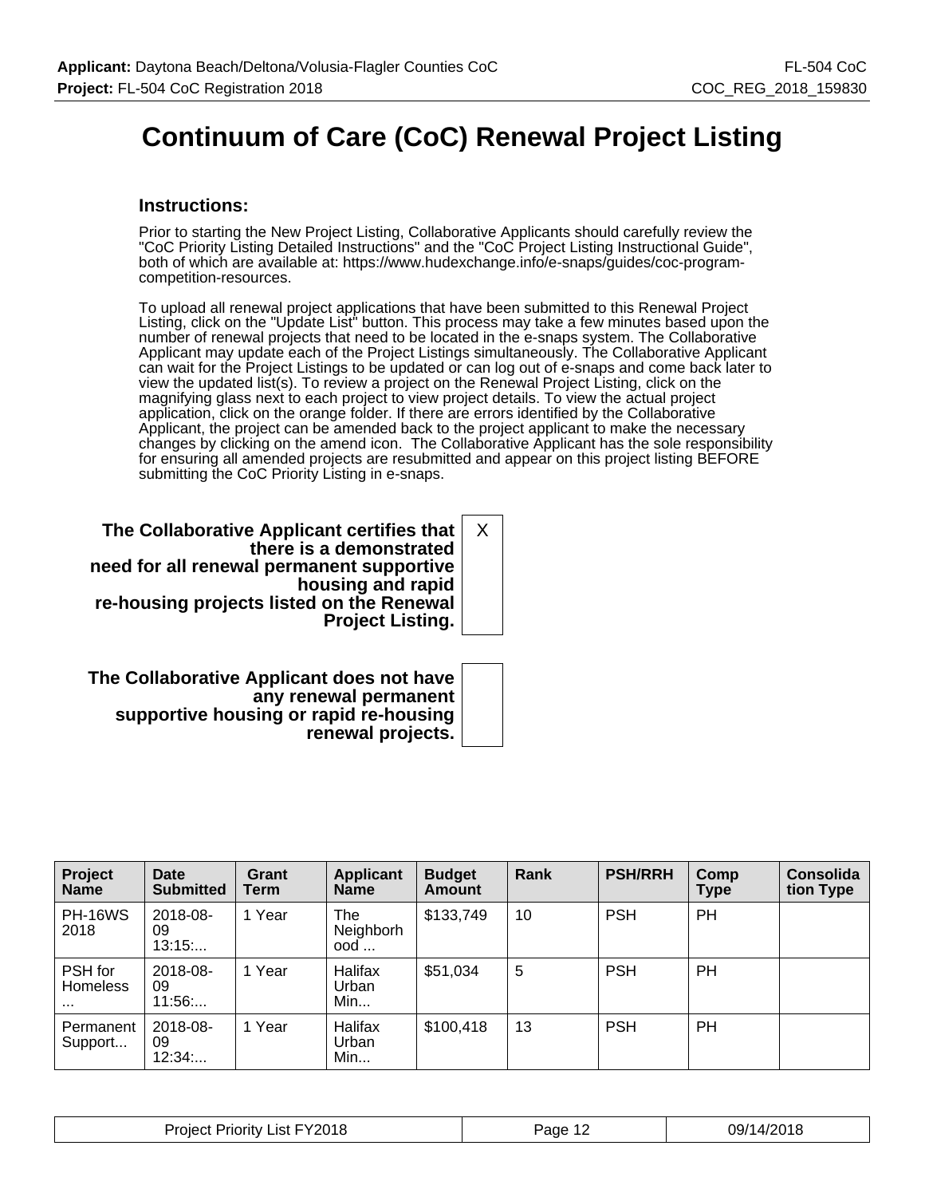# Continuum of Care (CoC) Renewal Project Listing

### Instructions:

Prior to starting the New Project Listing, Collaborative Applicants should carefully review the "CoC Priority Listing Detailed Instructions" and the "CoC Project Listing Instructional Guide", both of which are available at: https://www.hudexchange.info/e-snaps/guides/coc-program-competition-resources.

To upload all renewal project applications that have been submitted to this Renewal Project Listing, click on the "Update List" button. This process may take a few minutes based upon the number of renewal projects that need to be located in the e-snaps system. The Collaborative Applicant may update each of the Project Listings simultaneously. The Collaborative Applicant can wait for the Project Listings to be updated or can log out of e-snaps and come back later to view the updated list(s). To review a project on the Renewal Project Listing, click on the magnifying glass next to each project to view project details. To view the actual project application, click on the orange folder. If there are errors identified by the Collaborative Applicant, the project can be amended back to the project applicant to make the necessary changes by clicking on the amend icon. The Collaborative Applicant has the sole responsibility for ensuring all amended projects are resubmitted and appear on this project listing BEFORE submitting the CoC Priority Listing in e-snaps.

| | |
|---|---|
| **The Collaborative Applicant certifies that there is a demonstrated need for all renewal permanent supportive housing and rapid re-housing projects listed on the Renewal Project Listing.** | X |
| **The Collaborative Applicant does not have any renewal permanent supportive housing or rapid re-housing renewal projects.** | |

| Project Name | Date Submitted | Grant Term | Applicant Name | Budget Amount | Rank | PSH/RRH | Comp Type | Consolidation Type |
|---|---|---|---|---|---|---|---|---|
| PH-16WS 2018 | 2018-08-09 13:15:... | 1 Year | The Neighborhood ... | $133,749 | 10 | PSH | PH | |
| PSH for Homeless ... | 2018-08-09 11:56:... | 1 Year | Halifax Urban Min... | $51,034 | 5 | PSH | PH | |
| Permanent Support... | 2018-08-09 12:34:... | 1 Year | Halifax Urban Min... | $100,418 | 13 | PSH | PH | |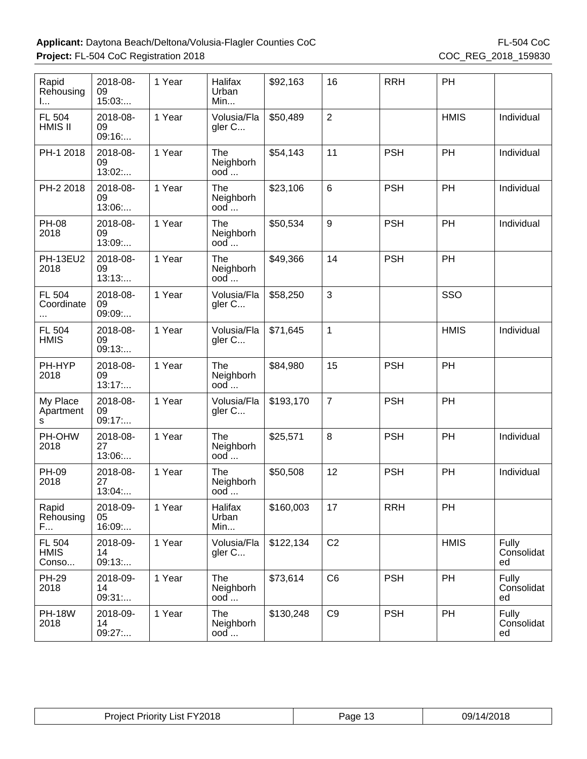| Rapid Rehousing I... | 2018-08-09 15:03:... | 1 Year | Halifax Urban Min... | $92,163 | 16 | RRH | PH | |
|---|---|---|---|---|---|---|---|---|
| FL 504 HMIS II | 2018-08-09 09:16:... | 1 Year | Volusia/Flagler C... | $50,489 | 2 | | HMIS | Individual |
| PH-1 2018 | 2018-08-09 13:02:... | 1 Year | The Neighborhood ... | $54,143 | 11 | PSH | PH | Individual |
| PH-2 2018 | 2018-08-09 13:06:... | 1 Year | The Neighborhood ... | $23,106 | 6 | PSH | PH | Individual |
| PH-08 2018 | 2018-08-09 13:09:... | 1 Year | The Neighborhood ... | $50,534 | 9 | PSH | PH | Individual |
| PH-13EU2 2018 | 2018-08-09 13:13:... | 1 Year | The Neighborhood ... | $49,366 | 14 | PSH | PH | |
| FL 504 Coordinate ... | 2018-08-09 09:09:... | 1 Year | Volusia/Flagler C... | $58,250 | 3 | | SSO | |
| FL 504 HMIS | 2018-08-09 09:13:... | 1 Year | Volusia/Flagler C... | $71,645 | 1 | | HMIS | Individual |
| PH-HYP 2018 | 2018-08-09 13:17:... | 1 Year | The Neighborhood ... | $84,980 | 15 | PSH | PH | |
| My Place Apartments | 2018-08-09 09:17:... | 1 Year | Volusia/Flagler C... | $193,170 | 7 | PSH | PH | |
| PH-OHW 2018 | 2018-08-27 13:06:... | 1 Year | The Neighborhood ... | $25,571 | 8 | PSH | PH | Individual |
| PH-09 2018 | 2018-08-27 13:04:... | 1 Year | The Neighborhood ... | $50,508 | 12 | PSH | PH | Individual |
| Rapid Rehousing F... | 2018-09-05 16:09:... | 1 Year | Halifax Urban Min... | $160,003 | 17 | RRH | PH | |
| FL 504 HMIS Conso... | 2018-09-14 09:13:... | 1 Year | Volusia/Flagler C... | $122,134 | C2 | | HMIS | Fully Consolidated |
| PH-29 2018 | 2018-09-14 09:31:... | 1 Year | The Neighborhood ... | $73,614 | C6 | PSH | PH | Fully Consolidated |
| PH-18W 2018 | 2018-09-14 09:27:... | 1 Year | The Neighborhood ... | $130,248 | C9 | PSH | PH | Fully Consolidated |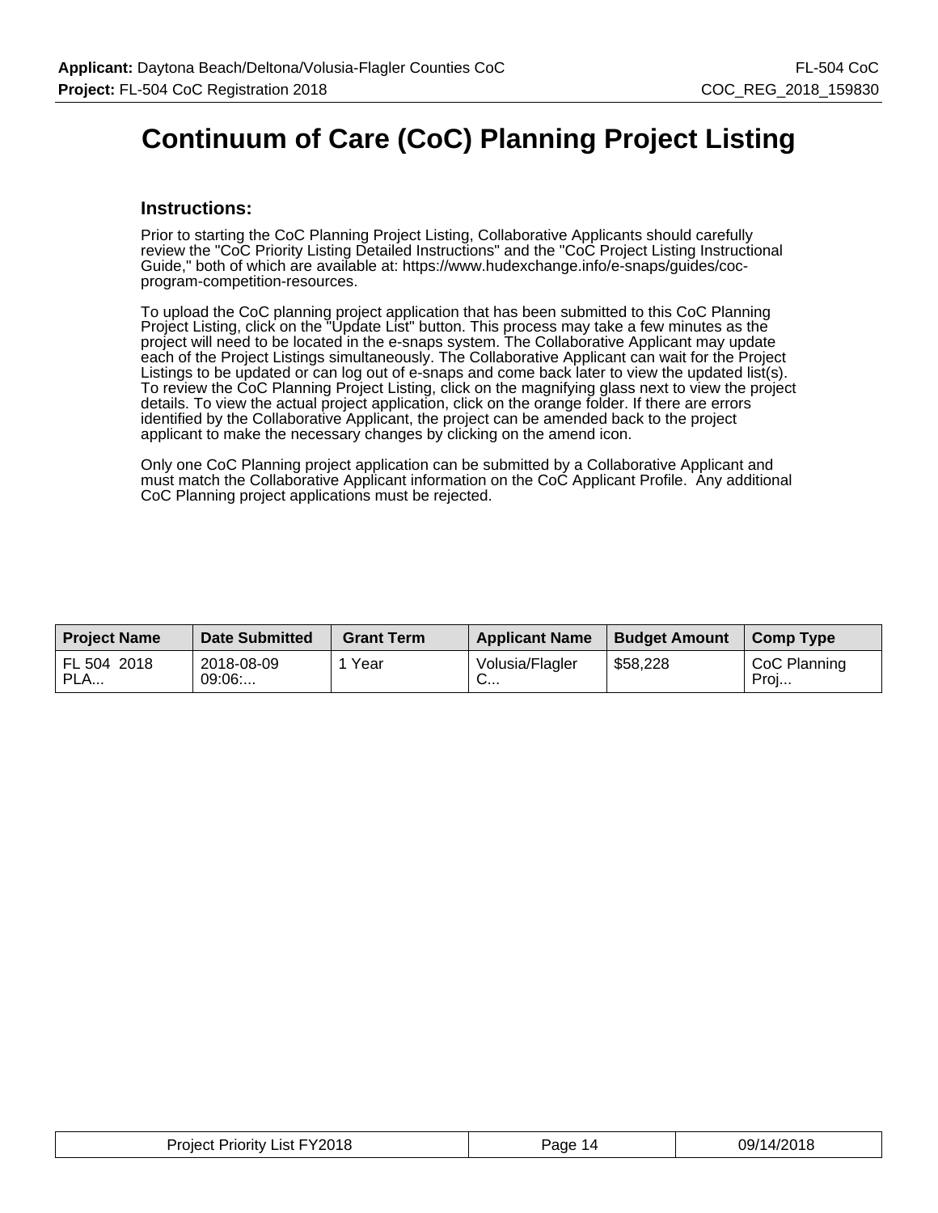# Continuum of Care (CoC) Planning Project Listing

## Instructions:

Prior to starting the CoC Planning Project Listing, Collaborative Applicants should carefully review the "CoC Priority Listing Detailed Instructions" and the "CoC Project Listing Instructional Guide," both of which are available at: https://www.hudexchange.info/e-snaps/guides/coc-program-competition-resources.

To upload the CoC planning project application that has been submitted to this CoC Planning Project Listing, click on the "Update List" button. This process may take a few minutes as the project will need to be located in the e-snaps system. The Collaborative Applicant may update each of the Project Listings simultaneously. The Collaborative Applicant can wait for the Project Listings to be updated or can log out of e-snaps and come back later to view the updated list(s). To review the CoC Planning Project Listing, click on the magnifying glass next to view the project details. To view the actual project application, click on the orange folder. If there are errors identified by the Collaborative Applicant, the project can be amended back to the project applicant to make the necessary changes by clicking on the amend icon.

Only one CoC Planning project application can be submitted by a Collaborative Applicant and must match the Collaborative Applicant information on the CoC Applicant Profile. Any additional CoC Planning project applications must be rejected.

| Project Name | Date Submitted | Grant Term | Applicant Name | Budget Amount | Comp Type |
|---|---|---|---|---|---|
| FL 504 2018 PLA... | 2018-08-09 09:06:... | 1 Year | Volusia/Flagler C... | $58,228 | CoC Planning Proj... |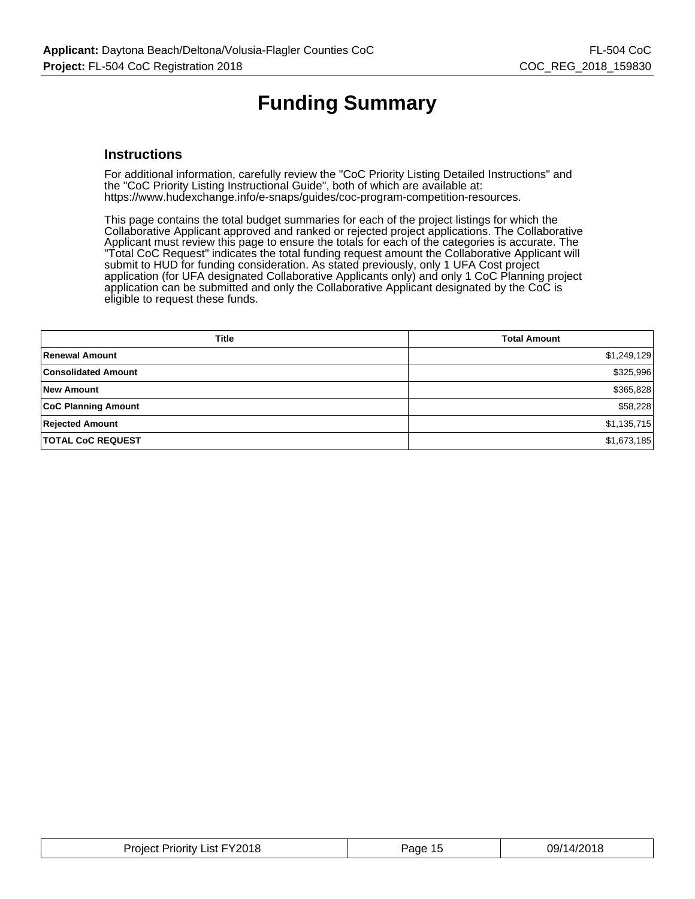# Funding Summary

## Instructions

For additional information, carefully review the "CoC Priority Listing Detailed Instructions" and the "CoC Priority Listing Instructional Guide", both of which are available at: https://www.hudexchange.info/e-snaps/guides/coc-program-competition-resources.

This page contains the total budget summaries for each of the project listings for which the Collaborative Applicant approved and ranked or rejected project applications. The Collaborative Applicant must review this page to ensure the totals for each of the categories is accurate. The "Total CoC Request" indicates the total funding request amount the Collaborative Applicant will submit to HUD for funding consideration. As stated previously, only 1 UFA Cost project application (for UFA designated Collaborative Applicants only) and only 1 CoC Planning project application can be submitted and only the Collaborative Applicant designated by the CoC is eligible to request these funds.

| Title | Total Amount |
|---|---|
| **Renewal Amount** | $1,249,129 |
| **Consolidated Amount** | $325,996 |
| **New Amount** | $365,828 |
| **CoC Planning Amount** | $58,228 |
| **Rejected Amount** | $1,135,715 |
| **TOTAL CoC REQUEST** | $1,673,185 |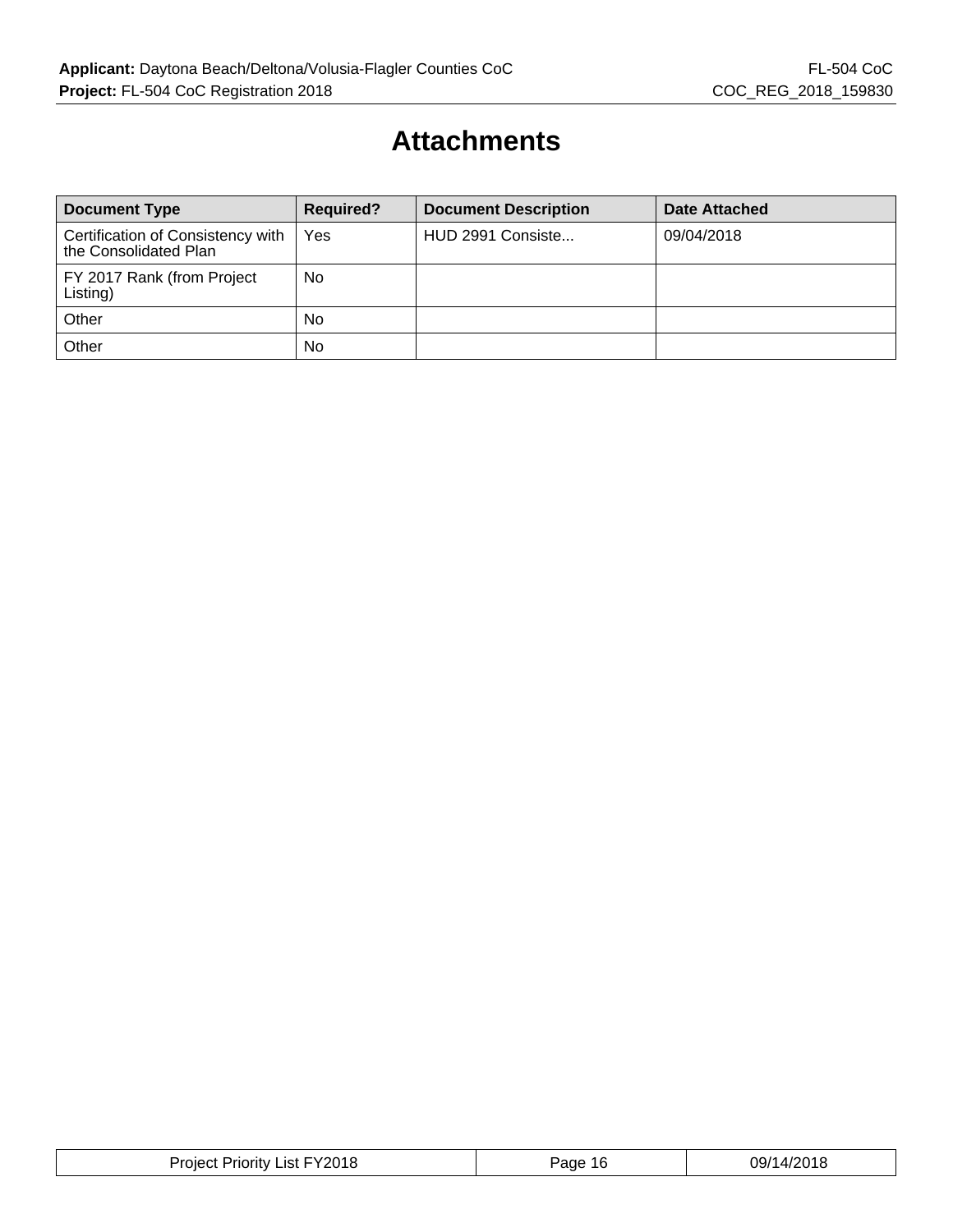# Attachments

| Document Type | Required? | Document Description | Date Attached |
| --- | --- | --- | --- |
| Certification of Consistency with the Consolidated Plan | Yes | HUD 2991 Consiste... | 09/04/2018 |
| FY 2017 Rank (from Project Listing) | No | | |
| Other | No | | |
| Other | No | | |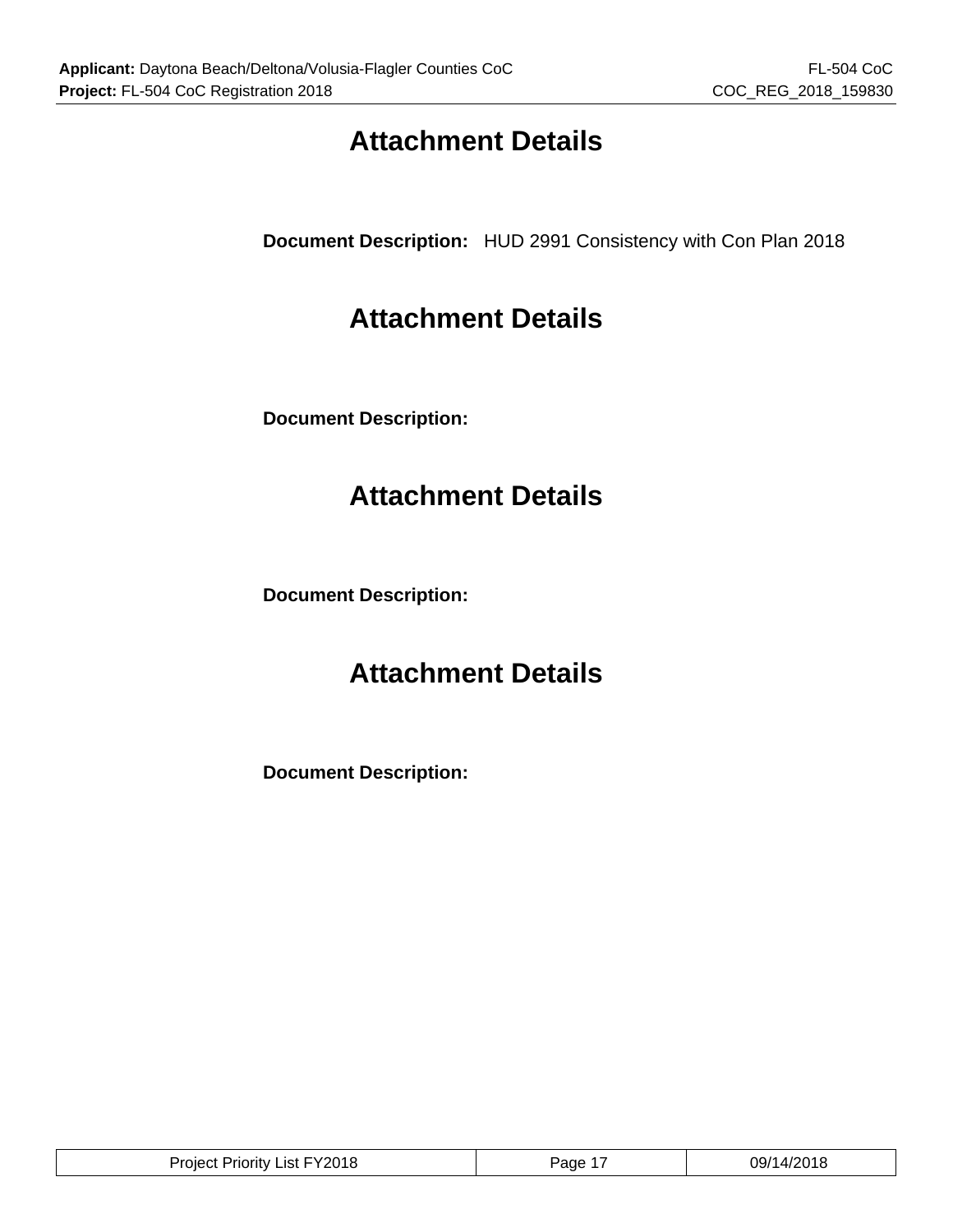# Attachment Details

**Document Description:** HUD 2991 Consistency with Con Plan 2018

# Attachment Details

**Document Description:**

# Attachment Details

**Document Description:**

# Attachment Details

**Document Description:**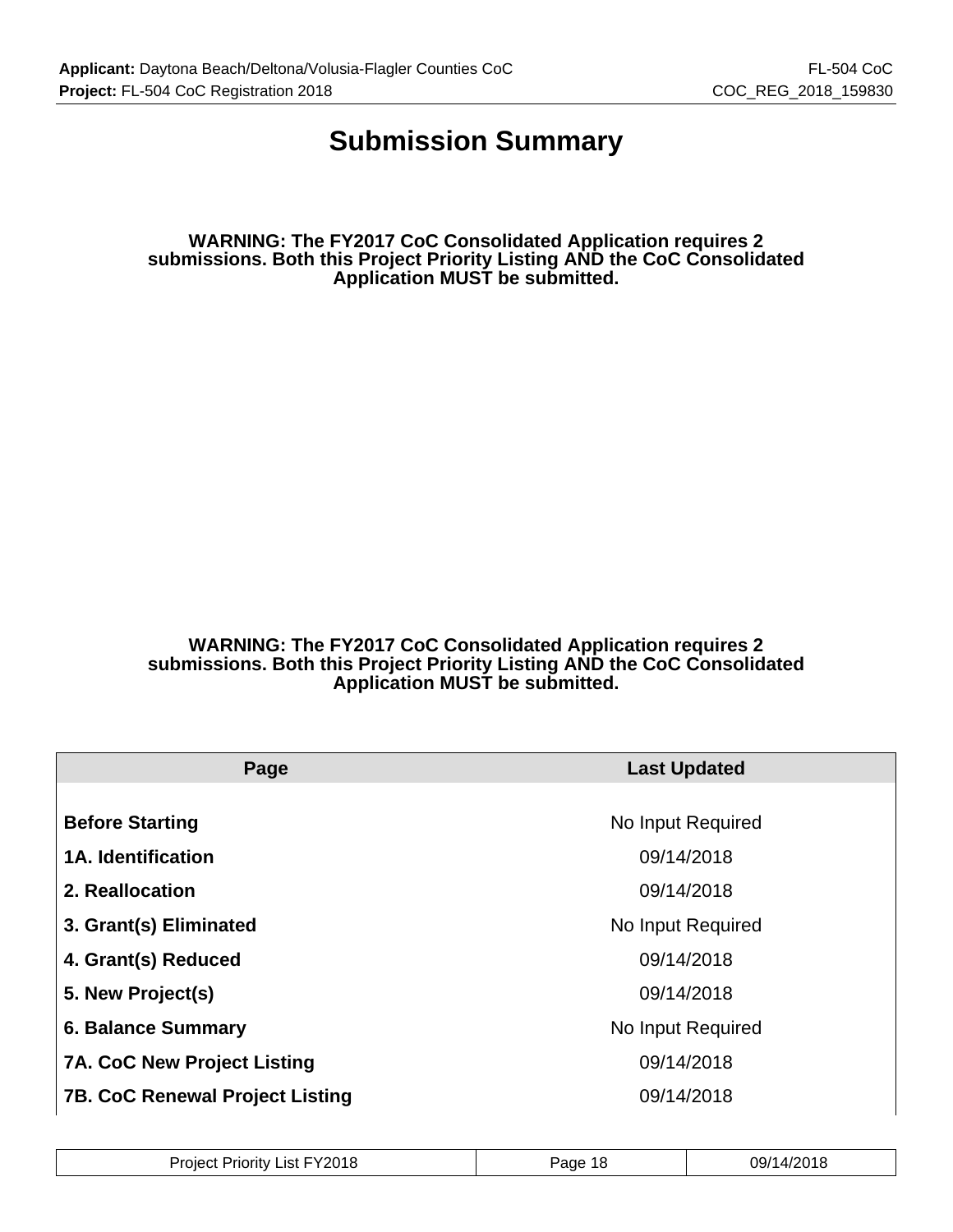# Submission Summary

**WARNING: The FY2017 CoC Consolidated Application requires 2 submissions. Both this Project Priority Listing AND the CoC Consolidated Application MUST be submitted.**

**WARNING: The FY2017 CoC Consolidated Application requires 2 submissions. Both this Project Priority Listing AND the CoC Consolidated Application MUST be submitted.**

| Page | Last Updated |
|---|---|
| **Before Starting** | No Input Required |
| **1A. Identification** | 09/14/2018 |
| **2. Reallocation** | 09/14/2018 |
| **3. Grant(s) Eliminated** | No Input Required |
| **4. Grant(s) Reduced** | 09/14/2018 |
| **5. New Project(s)** | 09/14/2018 |
| **6. Balance Summary** | No Input Required |
| **7A. CoC New Project Listing** | 09/14/2018 |
| **7B. CoC Renewal Project Listing** | 09/14/2018 |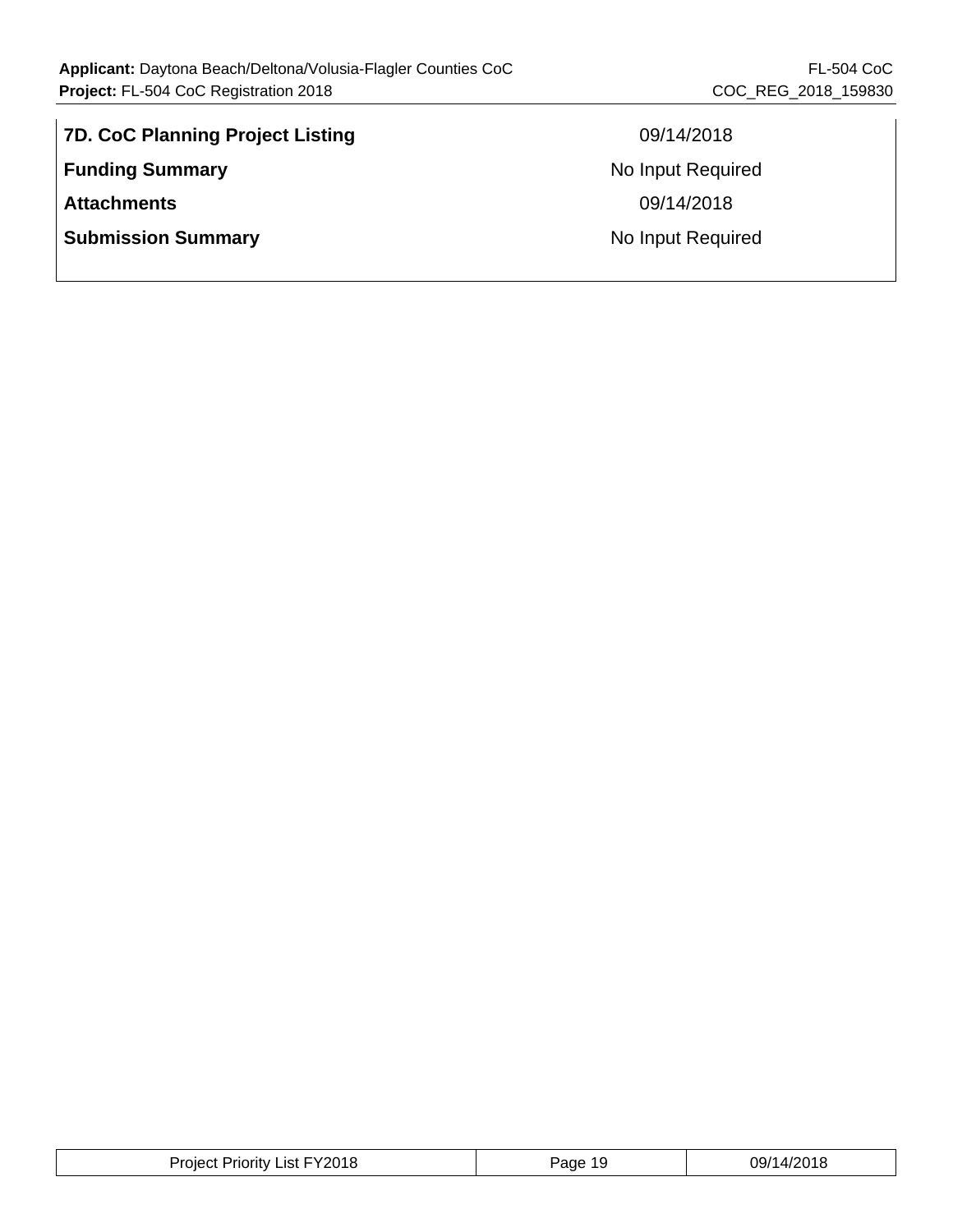| | |
|---|---|
| **7D. CoC Planning Project Listing** | 09/14/2018 |
| **Funding Summary** | No Input Required |
| **Attachments** | 09/14/2018 |
| **Submission Summary** | No Input Required |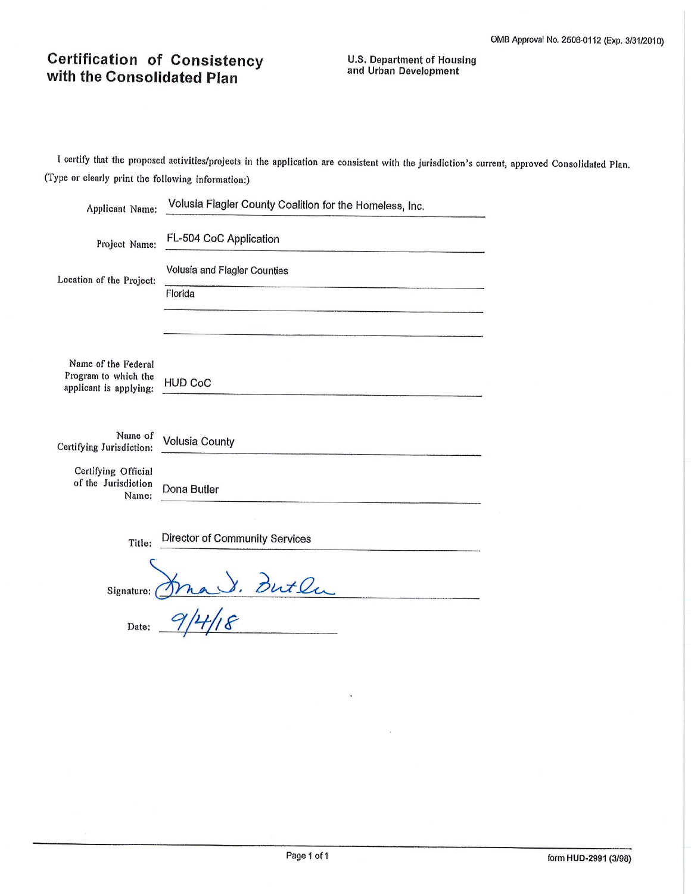OMB Approval No. 2506-0112 (Exp. 3/31/2010)

# Certification of Consistency with the Consolidated Plan

**U.S. Department of Housing and Urban Development**

I certify that the proposed activities/projects in the application are consistent with the jurisdiction's current, approved Consolidated Plan.
(Type or clearly print the following information:)

Applicant Name: Volusia Flagler County Coalition for the Homeless, Inc.

Project Name: FL-504 CoC Application

Location of the Project: Volusia and Flagler Counties
Florida

Name of the Federal Program to which the applicant is applying: HUD CoC

Name of Certifying Jurisdiction: Volusia County

Certifying Official of the Jurisdiction Name: Dona Butler

Title: Director of Community Services

Signature: Dona D. Butler

Date: 9/4/18

form HUD-2991 (3/98)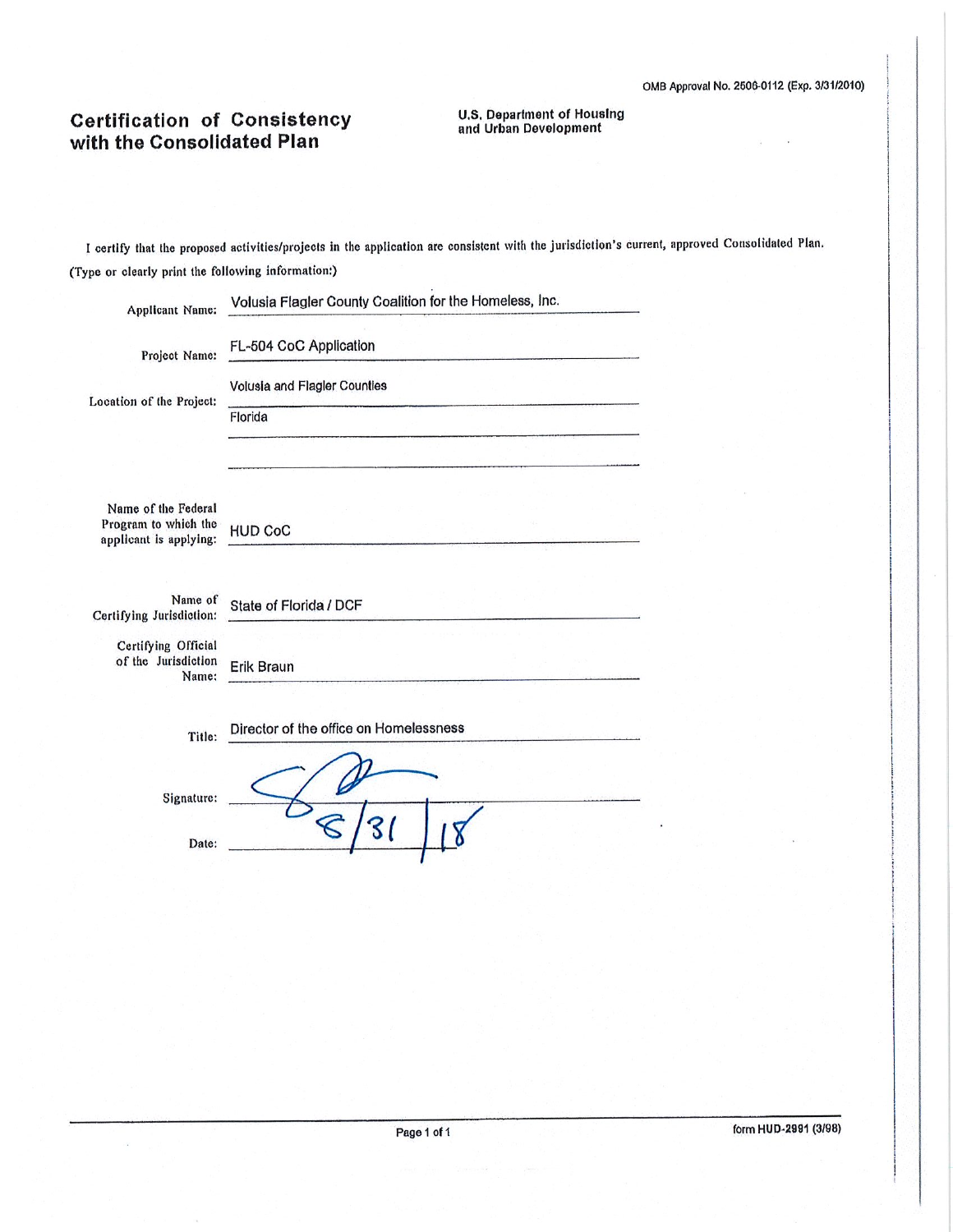OMB Approval No. 2506-0112 (Exp. 3/31/2010)

# Certification of Consistency with the Consolidated Plan

**U.S. Department of Housing and Urban Development**

I certify that the proposed activities/projects in the application are consistent with the jurisdiction's current, approved Consolidated Plan.

(Type or clearly print the following information:)

Applicant Name: Volusia Flagler County Coalition for the Homeless, Inc.

Project Name: FL-504 CoC Application

Location of the Project: Volusia and Flagler Counties
Florida

Name of the Federal Program to which the applicant is applying: HUD CoC

Name of Certifying Jurisdiction: State of Florida / DCF

Certifying Official of the Jurisdiction Name: Erik Braun

Title: Director of the office on Homelessness

Signature: [signature]

Date: 8/31/18

form HUD-2991 (3/98)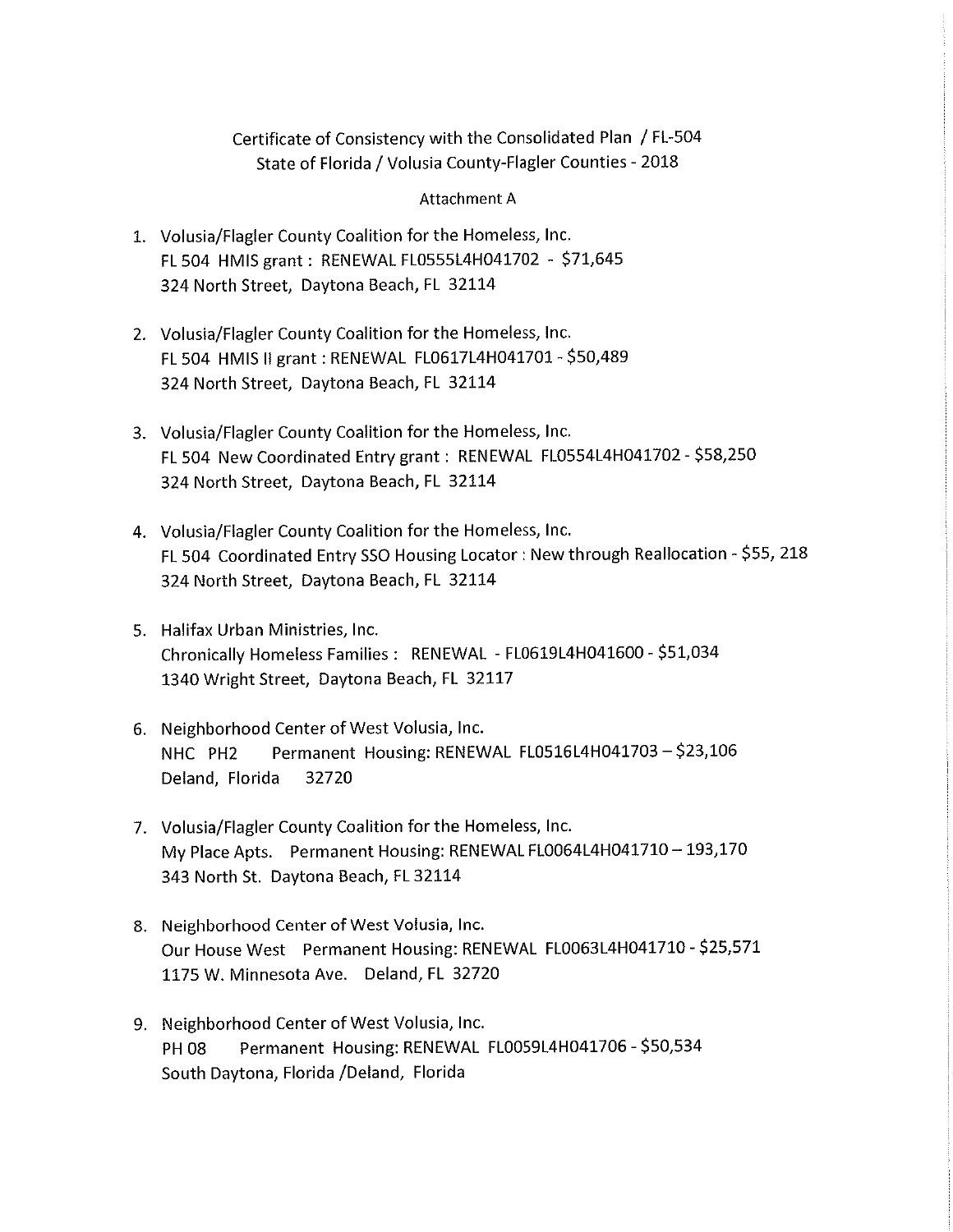Certificate of Consistency with the Consolidated Plan / FL-504
State of Florida / Volusia County-Flagler Counties - 2018

Attachment A

1. Volusia/Flagler County Coalition for the Homeless, Inc.
   FL 504 HMIS grant : RENEWAL FL0555L4H041702 - $71,645
   324 North Street, Daytona Beach, FL 32114

2. Volusia/Flagler County Coalition for the Homeless, Inc.
   FL 504 HMIS II grant : RENEWAL FL0617L4H041701 - $50,489
   324 North Street, Daytona Beach, FL 32114

3. Volusia/Flagler County Coalition for the Homeless, Inc.
   FL 504 New Coordinated Entry grant : RENEWAL FL0554L4H041702 - $58,250
   324 North Street, Daytona Beach, FL 32114

4. Volusia/Flagler County Coalition for the Homeless, Inc.
   FL 504 Coordinated Entry SSO Housing Locator : New through Reallocation - $55, 218
   324 North Street, Daytona Beach, FL 32114

5. Halifax Urban Ministries, Inc.
   Chronically Homeless Families : RENEWAL - FL0619L4H041600 - $51,034
   1340 Wright Street, Daytona Beach, FL 32117

6. Neighborhood Center of West Volusia, Inc.
   NHC PH2 Permanent Housing: RENEWAL FL0516L4H041703 – $23,106
   Deland, Florida 32720

7. Volusia/Flagler County Coalition for the Homeless, Inc.
   My Place Apts. Permanent Housing: RENEWAL FL0064L4H041710 – 193,170
   343 North St. Daytona Beach, FL 32114

8. Neighborhood Center of West Volusia, Inc.
   Our House West Permanent Housing: RENEWAL FL0063L4H041710 - $25,571
   1175 W. Minnesota Ave. Deland, FL 32720

9. Neighborhood Center of West Volusia, Inc.
   PH 08 Permanent Housing: RENEWAL FL0059L4H041706 - $50,534
   South Daytona, Florida /Deland, Florida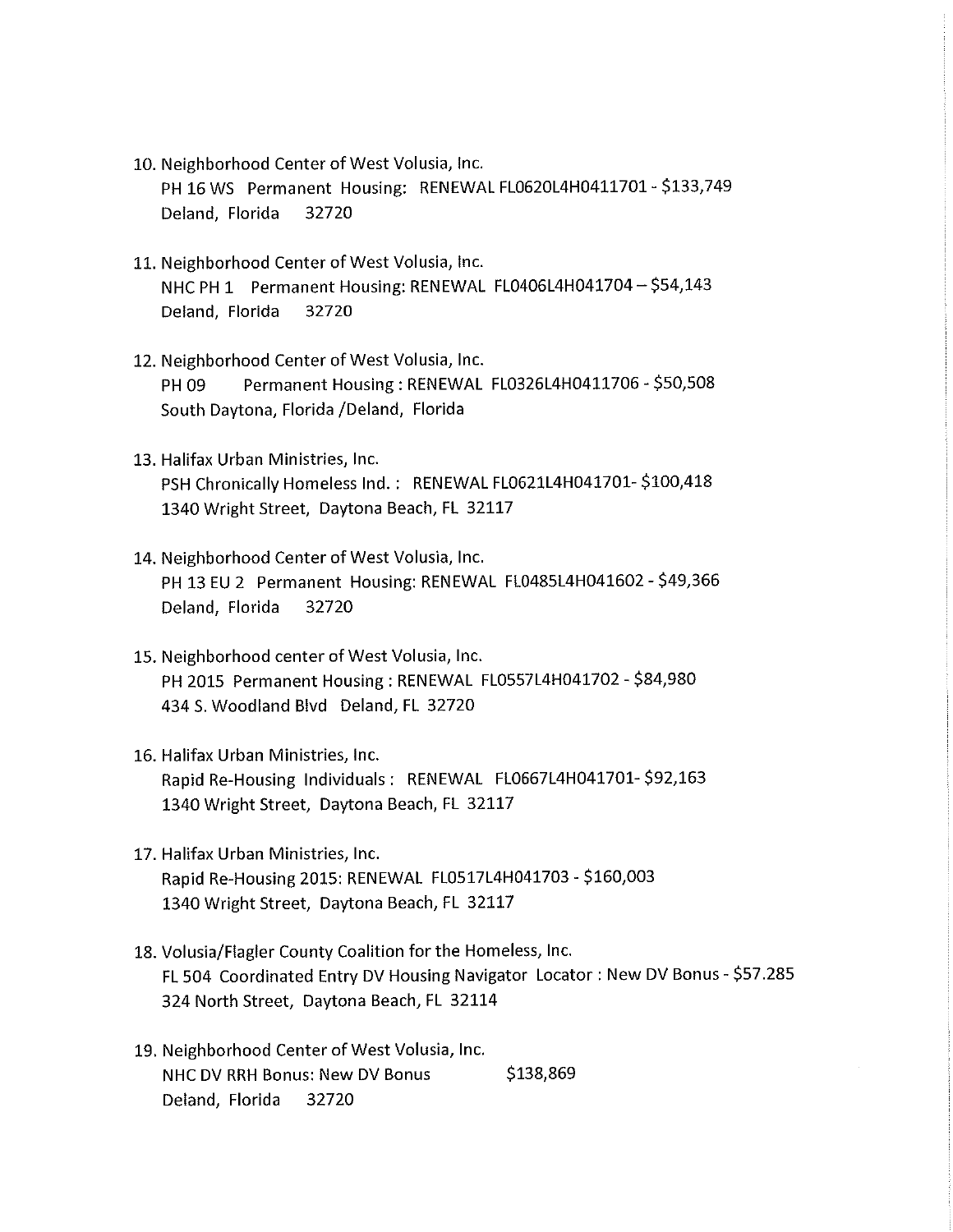10. Neighborhood Center of West Volusia, Inc.
    PH 16 WS Permanent Housing: RENEWAL FL0620L4H0411701 - $133,749
    Deland, Florida 32720

11. Neighborhood Center of West Volusia, Inc.
    NHC PH 1 Permanent Housing: RENEWAL FL0406L4H041704 – $54,143
    Deland, Florida 32720

12. Neighborhood Center of West Volusia, Inc.
    PH 09 Permanent Housing : RENEWAL FL0326L4H0411706 - $50,508
    South Daytona, Florida /Deland, Florida

13. Halifax Urban Ministries, Inc.
    PSH Chronically Homeless Ind. : RENEWAL FL0621L4H041701- $100,418
    1340 Wright Street, Daytona Beach, FL 32117

14. Neighborhood Center of West Volusia, Inc.
    PH 13 EU 2 Permanent Housing: RENEWAL FL0485L4H041602 - $49,366
    Deland, Florida 32720

15. Neighborhood center of West Volusia, Inc.
    PH 2015 Permanent Housing : RENEWAL FL0557L4H041702 - $84,980
    434 S. Woodland Blvd Deland, FL 32720

16. Halifax Urban Ministries, Inc.
    Rapid Re-Housing Individuals : RENEWAL FL0667L4H041701- $92,163
    1340 Wright Street, Daytona Beach, FL 32117

17. Halifax Urban Ministries, Inc.
    Rapid Re-Housing 2015: RENEWAL FL0517L4H041703 - $160,003
    1340 Wright Street, Daytona Beach, FL 32117

18. Volusia/Flagler County Coalition for the Homeless, Inc.
    FL 504 Coordinated Entry DV Housing Navigator Locator : New DV Bonus - $57.285
    324 North Street, Daytona Beach, FL 32114

19. Neighborhood Center of West Volusia, Inc.
    NHC DV RRH Bonus: New DV Bonus $138,869
    Deland, Florida 32720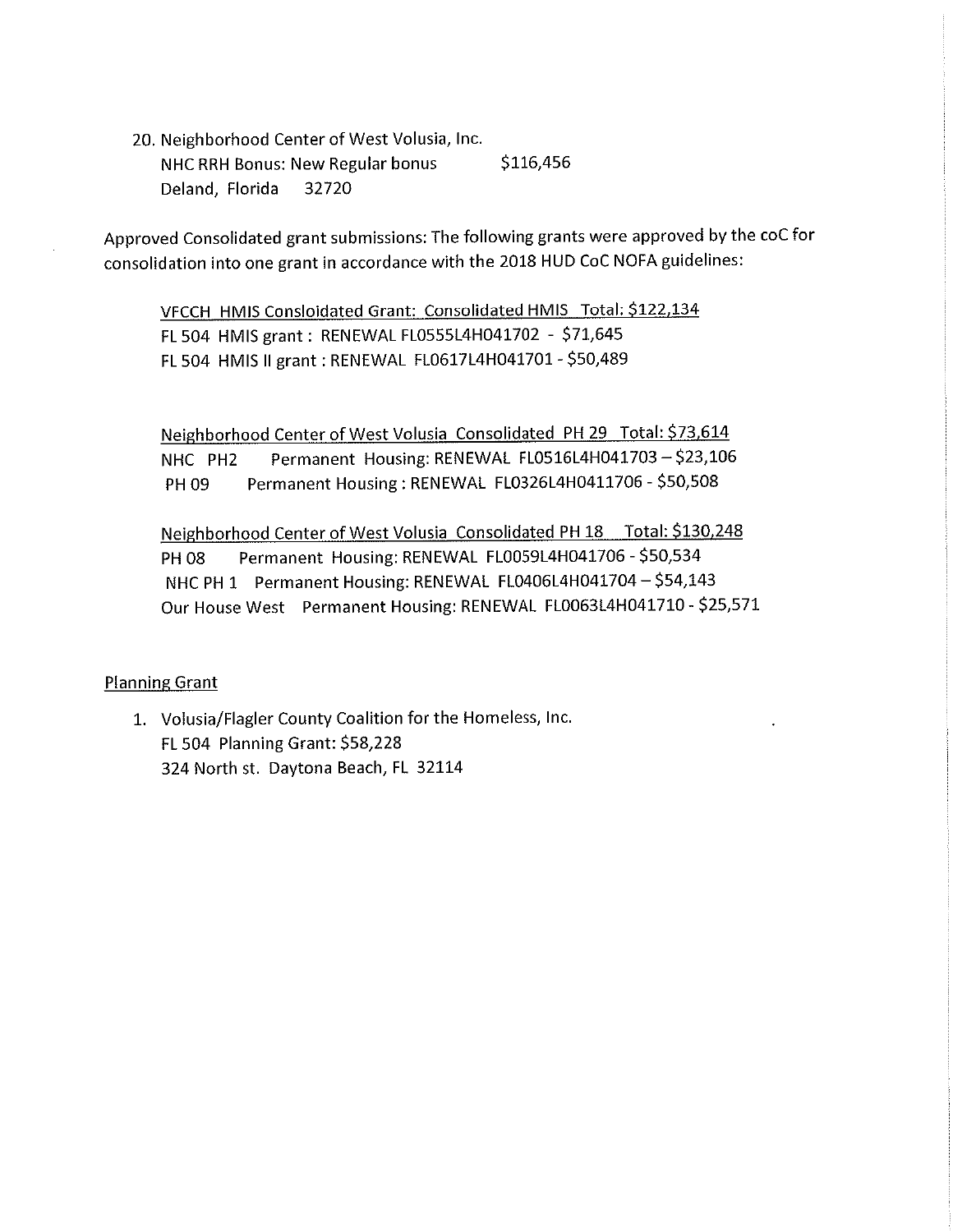20. Neighborhood Center of West Volusia, Inc.
    NHC RRH Bonus: New Regular bonus $116,456
    Deland, Florida 32720

Approved Consolidated grant submissions: The following grants were approved by the coC for consolidation into one grant in accordance with the 2018 HUD CoC NOFA guidelines:

VFCCH HMIS Consloidated Grant: Consolidated HMIS Total: $122,134
FL 504 HMIS grant : RENEWAL FL0555L4H041702 - $71,645
FL 504 HMIS II grant : RENEWAL FL0617L4H041701 - $50,489

Neighborhood Center of West Volusia Consolidated PH 29 Total: $73,614
NHC PH2 Permanent Housing: RENEWAL FL0516L4H041703 – $23,106
PH 09 Permanent Housing : RENEWAL FL0326L4H0411706 - $50,508

Neighborhood Center of West Volusia Consolidated PH 18 Total: $130,248
PH 08 Permanent Housing: RENEWAL FL0059L4H041706 - $50,534
NHC PH 1 Permanent Housing: RENEWAL FL0406L4H041704 – $54,143
Our House West Permanent Housing: RENEWAL FL0063L4H041710 - $25,571

Planning Grant

1. Volusia/Flagler County Coalition for the Homeless, Inc.
   FL 504 Planning Grant: $58,228
   324 North st. Daytona Beach, FL 32114